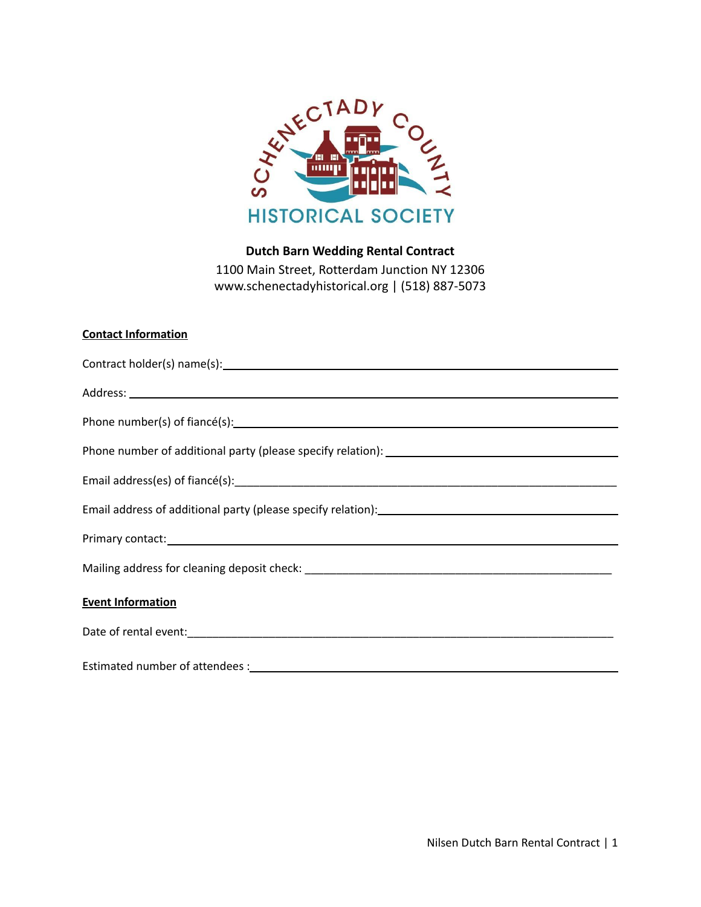SCHENECTADY COUNTY HISTORICAL SOCIETY

**Dutch Barn Wedding Rental Contract**

1100 Main Street, Rotterdam Junction NY 12306
www.schenectadyhistorical.org | (518) 887-5073

**Contact Information**

Contract holder(s) name(s):______________________________________________

Address: ______________________________________________

Phone number(s) of fiancé(s):______________________________________________

Phone number of additional party (please specify relation): ______________________________________________

Email address(es) of fiancé(s):______________________________________________

Email address of additional party (please specify relation):______________________________________________

Primary contact:______________________________________________

Mailing address for cleaning deposit check: ______________________________________________

**Event Information**

Date of rental event:______________________________________________

Estimated number of attendees :______________________________________________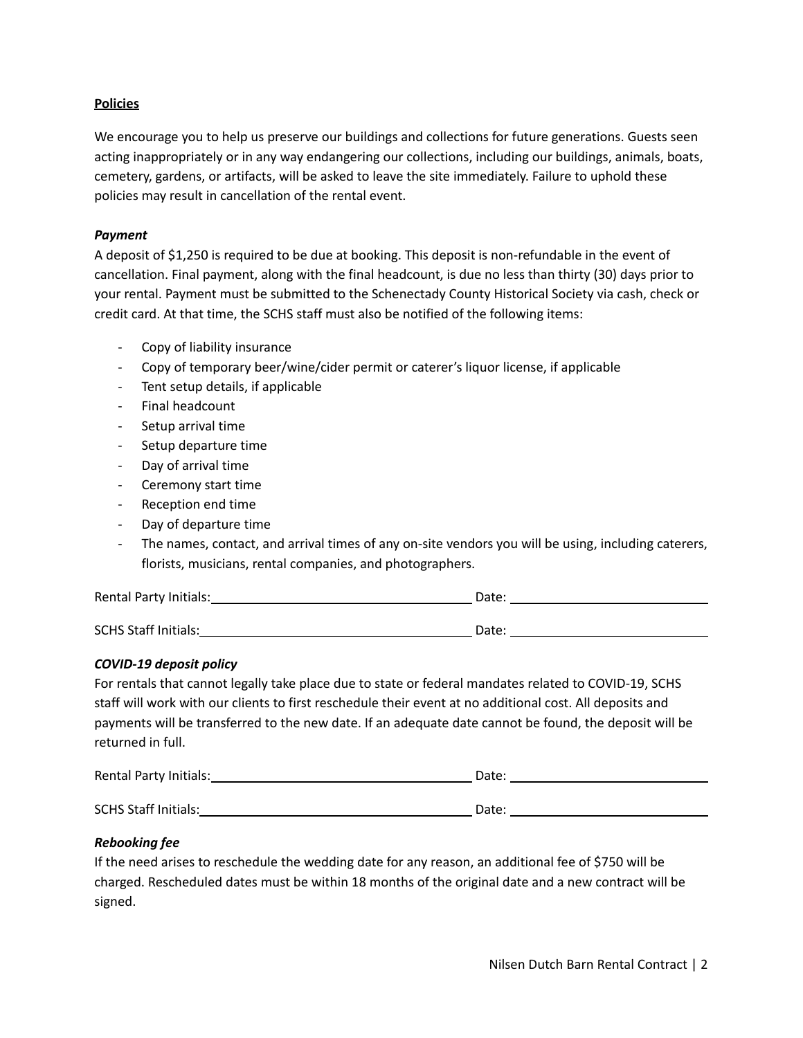**Policies**

We encourage you to help us preserve our buildings and collections for future generations. Guests seen acting inappropriately or in any way endangering our collections, including our buildings, animals, boats, cemetery, gardens, or artifacts, will be asked to leave the site immediately. Failure to uphold these policies may result in cancellation of the rental event.

***Payment***

A deposit of $1,250 is required to be due at booking. This deposit is non-refundable in the event of cancellation. Final payment, along with the final headcount, is due no less than thirty (30) days prior to your rental. Payment must be submitted to the Schenectady County Historical Society via cash, check or credit card. At that time, the SCHS staff must also be notified of the following items:

- Copy of liability insurance
- Copy of temporary beer/wine/cider permit or caterer's liquor license, if applicable
- Tent setup details, if applicable
- Final headcount
- Setup arrival time
- Setup departure time
- Day of arrival time
- Ceremony start time
- Reception end time
- Day of departure time
- The names, contact, and arrival times of any on-site vendors you will be using, including caterers, florists, musicians, rental companies, and photographers.

Rental Party Initials:______________________________ Date: ______________________

SCHS Staff Initials:______________________________ Date: ______________________

***COVID-19 deposit policy***

For rentals that cannot legally take place due to state or federal mandates related to COVID-19, SCHS staff will work with our clients to first reschedule their event at no additional cost. All deposits and payments will be transferred to the new date. If an adequate date cannot be found, the deposit will be returned in full.

Rental Party Initials:______________________________ Date: ______________________

SCHS Staff Initials:______________________________ Date: ______________________

***Rebooking fee***

If the need arises to reschedule the wedding date for any reason, an additional fee of $750 will be charged. Rescheduled dates must be within 18 months of the original date and a new contract will be signed.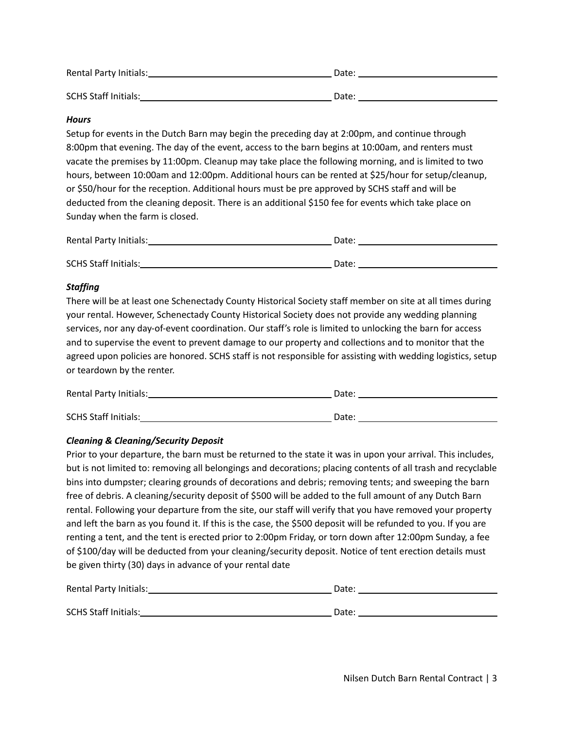Rental Party Initials:______________________________ Date: ______________________

SCHS Staff Initials:______________________________ Date: ______________________

***Hours***

Setup for events in the Dutch Barn may begin the preceding day at 2:00pm, and continue through 8:00pm that evening. The day of the event, access to the barn begins at 10:00am, and renters must vacate the premises by 11:00pm. Cleanup may take place the following morning, and is limited to two hours, between 10:00am and 12:00pm. Additional hours can be rented at $25/hour for setup/cleanup, or $50/hour for the reception. Additional hours must be pre approved by SCHS staff and will be deducted from the cleaning deposit. There is an additional $150 fee for events which take place on Sunday when the farm is closed.

Rental Party Initials:______________________________ Date: ______________________

SCHS Staff Initials:______________________________ Date: ______________________

***Staffing***

There will be at least one Schenectady County Historical Society staff member on site at all times during your rental. However, Schenectady County Historical Society does not provide any wedding planning services, nor any day-of-event coordination. Our staff's role is limited to unlocking the barn for access and to supervise the event to prevent damage to our property and collections and to monitor that the agreed upon policies are honored. SCHS staff is not responsible for assisting with wedding logistics, setup or teardown by the renter.

Rental Party Initials:______________________________ Date: ______________________

SCHS Staff Initials:______________________________ Date: ______________________

***Cleaning & Cleaning/Security Deposit***

Prior to your departure, the barn must be returned to the state it was in upon your arrival. This includes, but is not limited to: removing all belongings and decorations; placing contents of all trash and recyclable bins into dumpster; clearing grounds of decorations and debris; removing tents; and sweeping the barn free of debris. A cleaning/security deposit of $500 will be added to the full amount of any Dutch Barn rental. Following your departure from the site, our staff will verify that you have removed your property and left the barn as you found it. If this is the case, the $500 deposit will be refunded to you. If you are renting a tent, and the tent is erected prior to 2:00pm Friday, or torn down after 12:00pm Sunday, a fee of $100/day will be deducted from your cleaning/security deposit. Notice of tent erection details must be given thirty (30) days in advance of your rental date

Rental Party Initials:______________________________ Date: ______________________

SCHS Staff Initials:______________________________ Date: ______________________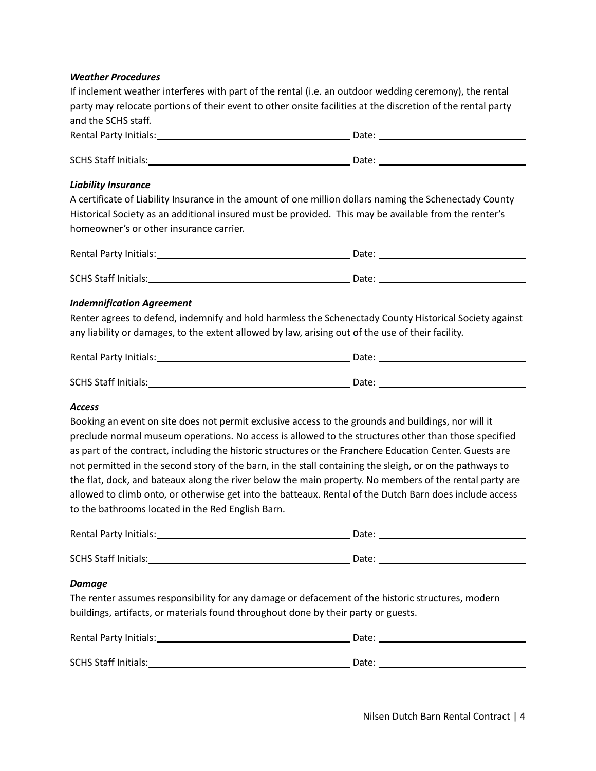***Weather Procedures***

If inclement weather interferes with part of the rental (i.e. an outdoor wedding ceremony), the rental party may relocate portions of their event to other onsite facilities at the discretion of the rental party and the SCHS staff.

Rental Party Initials:______________________ Date: ______________________

SCHS Staff Initials:______________________ Date: ______________________

***Liability Insurance***

A certificate of Liability Insurance in the amount of one million dollars naming the Schenectady County Historical Society as an additional insured must be provided. This may be available from the renter's homeowner's or other insurance carrier.

Rental Party Initials:______________________ Date: ______________________

SCHS Staff Initials:______________________ Date: ______________________

***Indemnification Agreement***

Renter agrees to defend, indemnify and hold harmless the Schenectady County Historical Society against any liability or damages, to the extent allowed by law, arising out of the use of their facility.

Rental Party Initials:______________________ Date: ______________________

SCHS Staff Initials:______________________ Date: ______________________

***Access***

Booking an event on site does not permit exclusive access to the grounds and buildings, nor will it preclude normal museum operations. No access is allowed to the structures other than those specified as part of the contract, including the historic structures or the Franchere Education Center. Guests are not permitted in the second story of the barn, in the stall containing the sleigh, or on the pathways to the flat, dock, and bateaux along the river below the main property. No members of the rental party are allowed to climb onto, or otherwise get into the batteaux. Rental of the Dutch Barn does include access to the bathrooms located in the Red English Barn.

Rental Party Initials:______________________ Date: ______________________

SCHS Staff Initials:______________________ Date: ______________________

***Damage***

The renter assumes responsibility for any damage or defacement of the historic structures, modern buildings, artifacts, or materials found throughout done by their party or guests.

Rental Party Initials:______________________ Date: ______________________

SCHS Staff Initials:______________________ Date: ______________________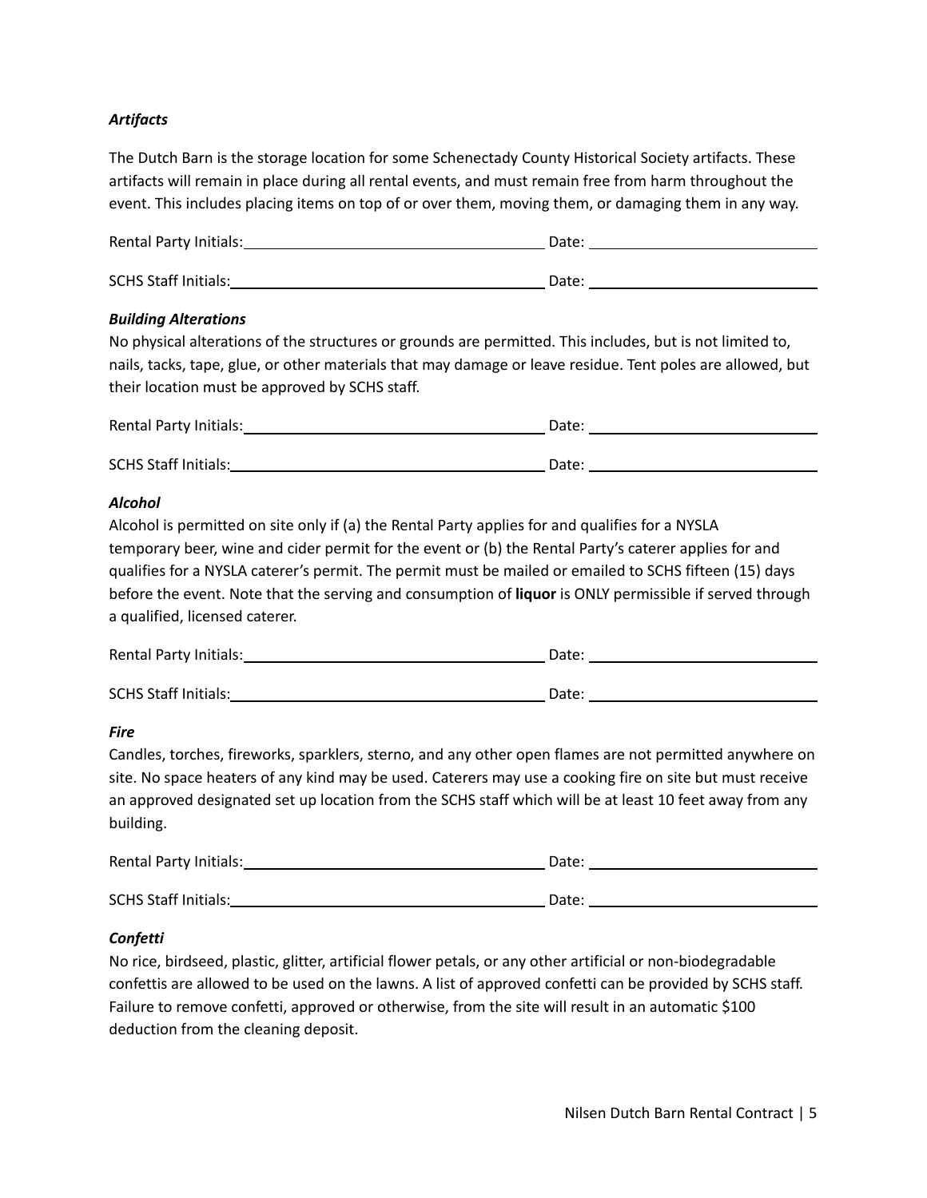***Artifacts***

The Dutch Barn is the storage location for some Schenectady County Historical Society artifacts. These artifacts will remain in place during all rental events, and must remain free from harm throughout the event. This includes placing items on top of or over them, moving them, or damaging them in any way.

Rental Party Initials:\_\_\_\_\_\_\_\_\_\_\_\_\_\_\_\_\_\_\_\_ Date: \_\_\_\_\_\_\_\_\_\_\_\_\_\_\_\_

SCHS Staff Initials:\_\_\_\_\_\_\_\_\_\_\_\_\_\_\_\_\_\_\_\_ Date: \_\_\_\_\_\_\_\_\_\_\_\_\_\_\_\_

***Building Alterations***

No physical alterations of the structures or grounds are permitted. This includes, but is not limited to, nails, tacks, tape, glue, or other materials that may damage or leave residue. Tent poles are allowed, but their location must be approved by SCHS staff.

Rental Party Initials:\_\_\_\_\_\_\_\_\_\_\_\_\_\_\_\_\_\_\_\_ Date: \_\_\_\_\_\_\_\_\_\_\_\_\_\_\_\_

SCHS Staff Initials:\_\_\_\_\_\_\_\_\_\_\_\_\_\_\_\_\_\_\_\_ Date: \_\_\_\_\_\_\_\_\_\_\_\_\_\_\_\_

***Alcohol***

Alcohol is permitted on site only if (a) the Rental Party applies for and qualifies for a NYSLA temporary beer, wine and cider permit for the event or (b) the Rental Party's caterer applies for and qualifies for a NYSLA caterer's permit. The permit must be mailed or emailed to SCHS fifteen (15) days before the event. Note that the serving and consumption of **liquor** is ONLY permissible if served through a qualified, licensed caterer.

Rental Party Initials:\_\_\_\_\_\_\_\_\_\_\_\_\_\_\_\_\_\_\_\_ Date: \_\_\_\_\_\_\_\_\_\_\_\_\_\_\_\_

SCHS Staff Initials:\_\_\_\_\_\_\_\_\_\_\_\_\_\_\_\_\_\_\_\_ Date: \_\_\_\_\_\_\_\_\_\_\_\_\_\_\_\_

***Fire***

Candles, torches, fireworks, sparklers, sterno, and any other open flames are not permitted anywhere on site. No space heaters of any kind may be used. Caterers may use a cooking fire on site but must receive an approved designated set up location from the SCHS staff which will be at least 10 feet away from any building.

Rental Party Initials:\_\_\_\_\_\_\_\_\_\_\_\_\_\_\_\_\_\_\_\_ Date: \_\_\_\_\_\_\_\_\_\_\_\_\_\_\_\_

SCHS Staff Initials:\_\_\_\_\_\_\_\_\_\_\_\_\_\_\_\_\_\_\_\_ Date: \_\_\_\_\_\_\_\_\_\_\_\_\_\_\_\_

***Confetti***

No rice, birdseed, plastic, glitter, artificial flower petals, or any other artificial or non-biodegradable confettis are allowed to be used on the lawns. A list of approved confetti can be provided by SCHS staff. Failure to remove confetti, approved or otherwise, from the site will result in an automatic $100 deduction from the cleaning deposit.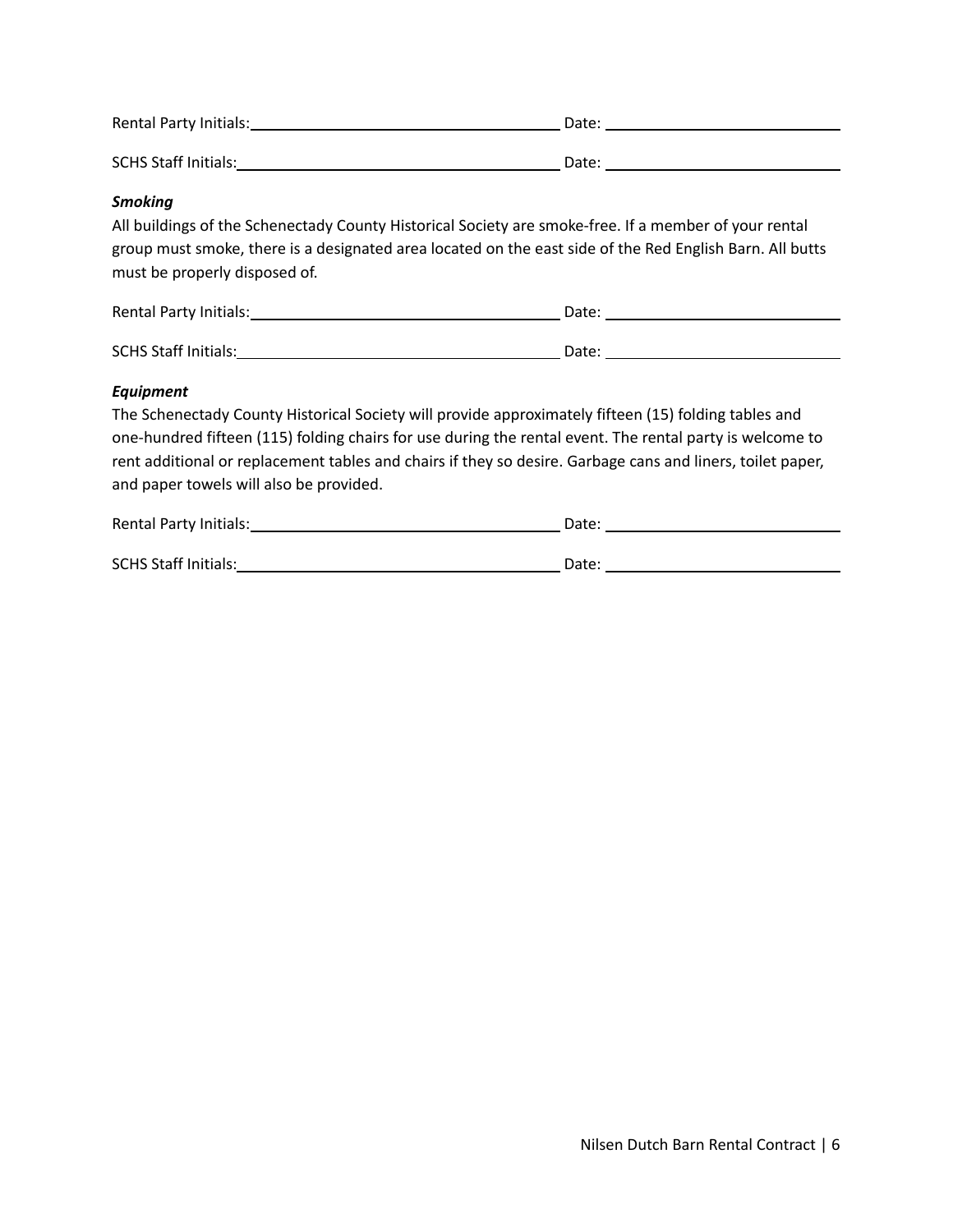Rental Party Initials:\_\_\_\_\_\_\_\_\_\_\_\_\_\_\_\_\_\_\_\_\_\_\_\_\_\_\_\_ Date: \_\_\_\_\_\_\_\_\_\_\_\_\_\_\_\_\_\_\_\_\_\_

SCHS Staff Initials:\_\_\_\_\_\_\_\_\_\_\_\_\_\_\_\_\_\_\_\_\_\_\_\_\_\_\_\_ Date: \_\_\_\_\_\_\_\_\_\_\_\_\_\_\_\_\_\_\_\_\_\_

***Smoking***

All buildings of the Schenectady County Historical Society are smoke-free. If a member of your rental group must smoke, there is a designated area located on the east side of the Red English Barn. All butts must be properly disposed of.

Rental Party Initials:\_\_\_\_\_\_\_\_\_\_\_\_\_\_\_\_\_\_\_\_\_\_\_\_\_\_\_\_ Date: \_\_\_\_\_\_\_\_\_\_\_\_\_\_\_\_\_\_\_\_\_\_

SCHS Staff Initials:\_\_\_\_\_\_\_\_\_\_\_\_\_\_\_\_\_\_\_\_\_\_\_\_\_\_\_\_ Date: \_\_\_\_\_\_\_\_\_\_\_\_\_\_\_\_\_\_\_\_\_\_

***Equipment***

The Schenectady County Historical Society will provide approximately fifteen (15) folding tables and one-hundred fifteen (115) folding chairs for use during the rental event. The rental party is welcome to rent additional or replacement tables and chairs if they so desire. Garbage cans and liners, toilet paper, and paper towels will also be provided.

Rental Party Initials:\_\_\_\_\_\_\_\_\_\_\_\_\_\_\_\_\_\_\_\_\_\_\_\_\_\_\_\_ Date: \_\_\_\_\_\_\_\_\_\_\_\_\_\_\_\_\_\_\_\_\_\_

SCHS Staff Initials:\_\_\_\_\_\_\_\_\_\_\_\_\_\_\_\_\_\_\_\_\_\_\_\_\_\_\_\_ Date: \_\_\_\_\_\_\_\_\_\_\_\_\_\_\_\_\_\_\_\_\_\_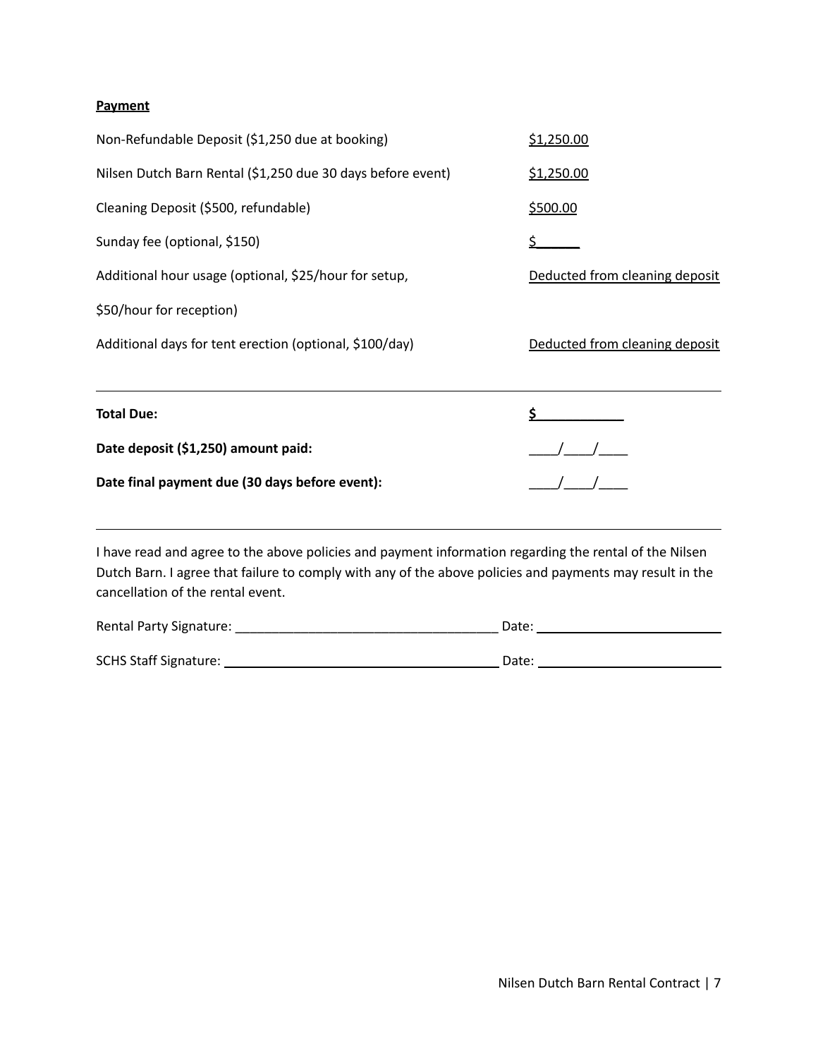**Payment**

| | |
|---|---|
| Non-Refundable Deposit ($1,250 due at booking) | $1,250.00 |
| Nilsen Dutch Barn Rental ($1,250 due 30 days before event) | $1,250.00 |
| Cleaning Deposit ($500, refundable) | $500.00 |
| Sunday fee (optional, $150) | $______ |
| Additional hour usage (optional, $25/hour for setup, $50/hour for reception) | Deducted from cleaning deposit |
| Additional days for tent erection (optional, $100/day) | Deducted from cleaning deposit |

---

| | |
|---|---|
| **Total Due:** | **$____________** |
| **Date deposit ($1,250) amount paid:** | ____/____/____ |
| **Date final payment due (30 days before event):** | ____/____/____ |

---

I have read and agree to the above policies and payment information regarding the rental of the Nilsen Dutch Barn. I agree that failure to comply with any of the above policies and payments may result in the cancellation of the rental event.

Rental Party Signature: ____________________________________ Date: _________________________

SCHS Staff Signature: ____________________________________ Date: _________________________